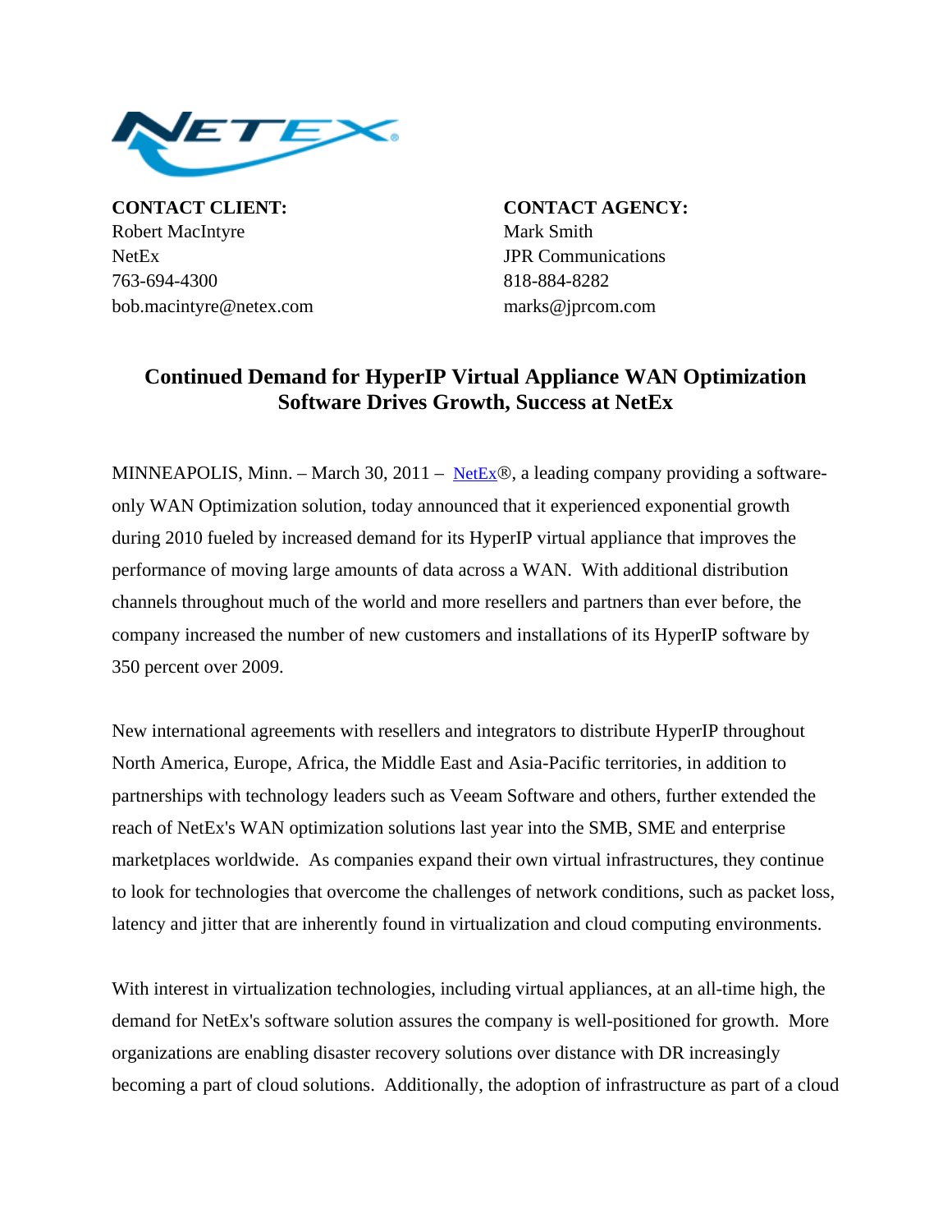**CONTACT CLIENT:**
Robert MacIntyre
NetEx
763-694-4300
bob.macintyre@netex.com

**CONTACT AGENCY:**
Mark Smith
JPR Communications
818-884-8282
marks@jprcom.com

# Continued Demand for HyperIP Virtual Appliance WAN Optimization Software Drives Growth, Success at NetEx

MINNEAPOLIS, Minn. – March 30, 2011 – NetEx®, a leading company providing a software-only WAN Optimization solution, today announced that it experienced exponential growth during 2010 fueled by increased demand for its HyperIP virtual appliance that improves the performance of moving large amounts of data across a WAN. With additional distribution channels throughout much of the world and more resellers and partners than ever before, the company increased the number of new customers and installations of its HyperIP software by 350 percent over 2009.

New international agreements with resellers and integrators to distribute HyperIP throughout North America, Europe, Africa, the Middle East and Asia-Pacific territories, in addition to partnerships with technology leaders such as Veeam Software and others, further extended the reach of NetEx's WAN optimization solutions last year into the SMB, SME and enterprise marketplaces worldwide. As companies expand their own virtual infrastructures, they continue to look for technologies that overcome the challenges of network conditions, such as packet loss, latency and jitter that are inherently found in virtualization and cloud computing environments.

With interest in virtualization technologies, including virtual appliances, at an all-time high, the demand for NetEx's software solution assures the company is well-positioned for growth. More organizations are enabling disaster recovery solutions over distance with DR increasingly becoming a part of cloud solutions. Additionally, the adoption of infrastructure as part of a cloud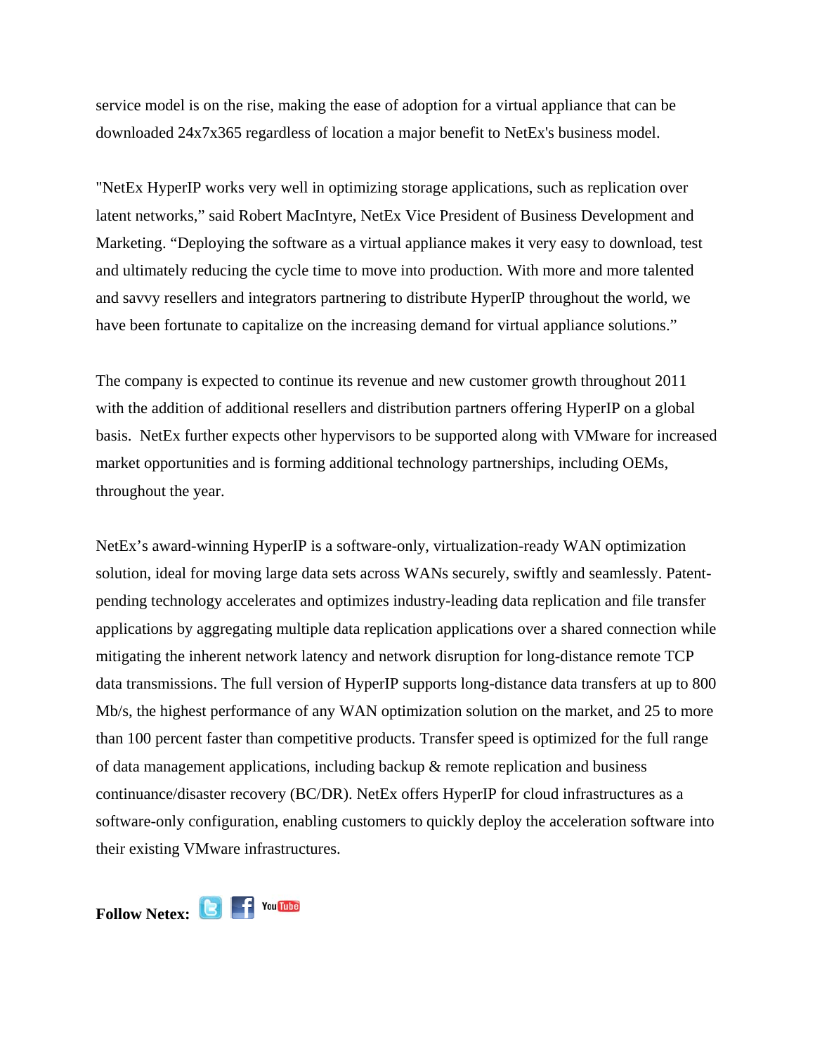service model is on the rise, making the ease of adoption for a virtual appliance that can be downloaded 24x7x365 regardless of location a major benefit to NetEx's business model.

"NetEx HyperIP works very well in optimizing storage applications, such as replication over latent networks," said Robert MacIntyre, NetEx Vice President of Business Development and Marketing. "Deploying the software as a virtual appliance makes it very easy to download, test and ultimately reducing the cycle time to move into production. With more and more talented and savvy resellers and integrators partnering to distribute HyperIP throughout the world, we have been fortunate to capitalize on the increasing demand for virtual appliance solutions."

The company is expected to continue its revenue and new customer growth throughout 2011 with the addition of additional resellers and distribution partners offering HyperIP on a global basis. NetEx further expects other hypervisors to be supported along with VMware for increased market opportunities and is forming additional technology partnerships, including OEMs, throughout the year.

NetEx's award-winning HyperIP is a software-only, virtualization-ready WAN optimization solution, ideal for moving large data sets across WANs securely, swiftly and seamlessly. Patent-pending technology accelerates and optimizes industry-leading data replication and file transfer applications by aggregating multiple data replication applications over a shared connection while mitigating the inherent network latency and network disruption for long-distance remote TCP data transmissions. The full version of HyperIP supports long-distance data transfers at up to 800 Mb/s, the highest performance of any WAN optimization solution on the market, and 25 to more than 100 percent faster than competitive products. Transfer speed is optimized for the full range of data management applications, including backup & remote replication and business continuance/disaster recovery (BC/DR). NetEx offers HyperIP for cloud infrastructures as a software-only configuration, enabling customers to quickly deploy the acceleration software into their existing VMware infrastructures.

**Follow Netex:**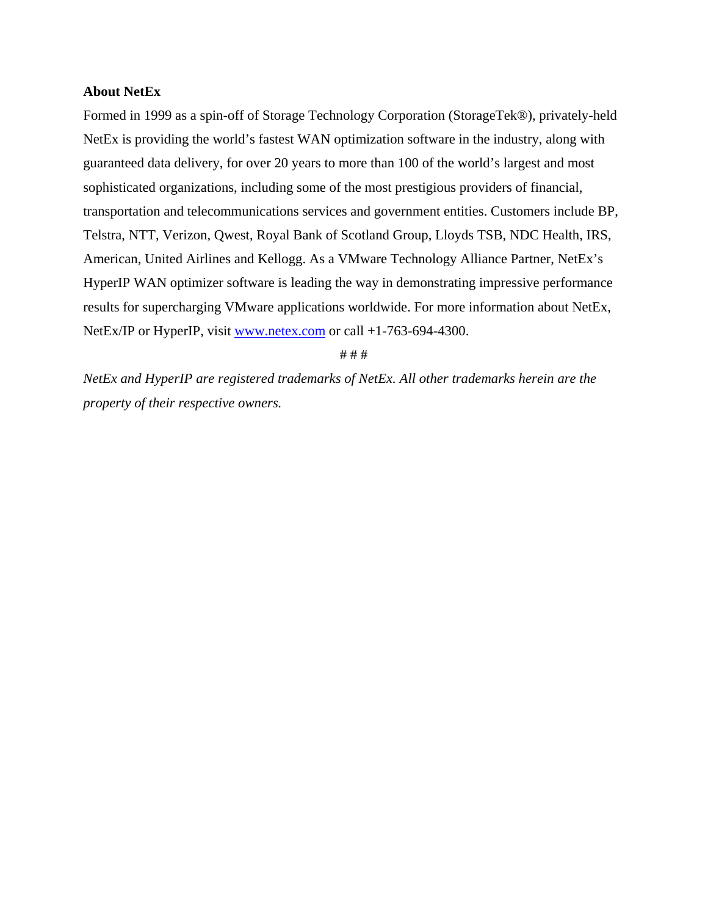**About NetEx**

Formed in 1999 as a spin-off of Storage Technology Corporation (StorageTek®), privately-held NetEx is providing the world's fastest WAN optimization software in the industry, along with guaranteed data delivery, for over 20 years to more than 100 of the world's largest and most sophisticated organizations, including some of the most prestigious providers of financial, transportation and telecommunications services and government entities. Customers include BP, Telstra, NTT, Verizon, Qwest, Royal Bank of Scotland Group, Lloyds TSB, NDC Health, IRS, American, United Airlines and Kellogg. As a VMware Technology Alliance Partner, NetEx's HyperIP WAN optimizer software is leading the way in demonstrating impressive performance results for supercharging VMware applications worldwide. For more information about NetEx, NetEx/IP or HyperIP, visit [www.netex.com](http://www.netex.com) or call +1-763-694-4300.

# # #

*NetEx and HyperIP are registered trademarks of NetEx. All other trademarks herein are the property of their respective owners.*